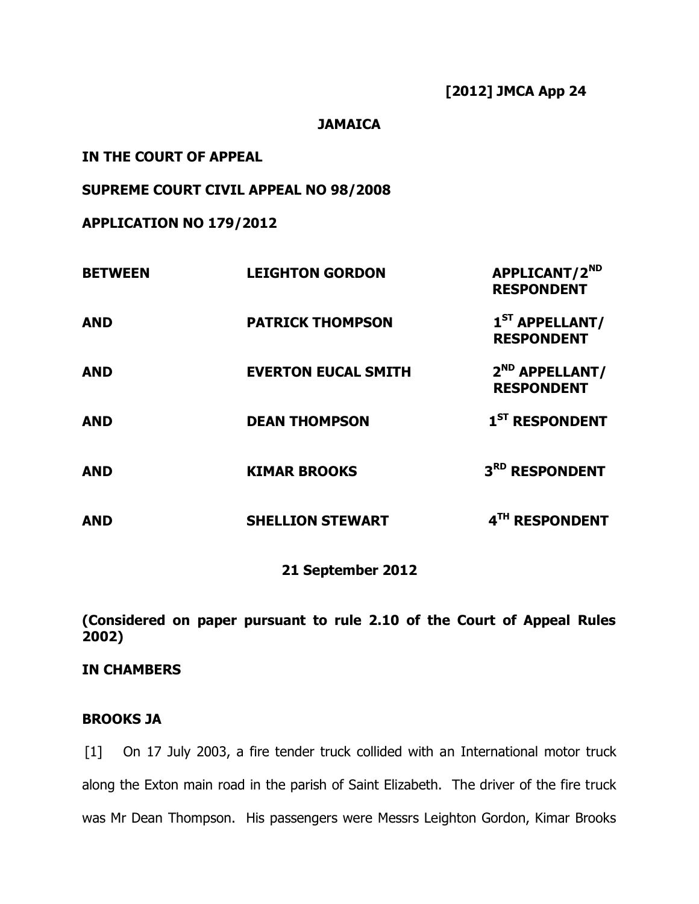**[2012] JMCA App 24**

**JAMAICA**

**IN THE COURT OF APPEAL**

**SUPREME COURT CIVIL APPEAL NO 98/2008**

**APPLICATION NO 179/2012**

| | | |
|---|---|---|
| **BETWEEN** | **LEIGHTON GORDON** | **APPLICANT/2ND RESPONDENT** |
| **AND** | **PATRICK THOMPSON** | **1ST APPELLANT/ RESPONDENT** |
| **AND** | **EVERTON EUCAL SMITH** | **2ND APPELLANT/ RESPONDENT** |
| **AND** | **DEAN THOMPSON** | **1ST RESPONDENT** |
| **AND** | **KIMAR BROOKS** | **3RD RESPONDENT** |
| **AND** | **SHELLION STEWART** | **4TH RESPONDENT** |

**21 September 2012**

**(Considered on paper pursuant to rule 2.10 of the Court of Appeal Rules 2002)**

**IN CHAMBERS**

**BROOKS JA**

[1] On 17 July 2003, a fire tender truck collided with an International motor truck along the Exton main road in the parish of Saint Elizabeth. The driver of the fire truck was Mr Dean Thompson. His passengers were Messrs Leighton Gordon, Kimar Brooks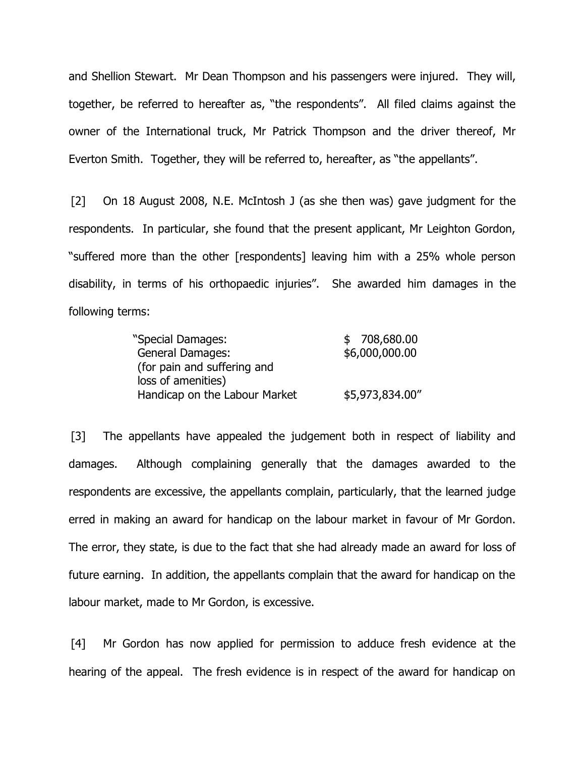and Shellion Stewart. Mr Dean Thompson and his passengers were injured. They will, together, be referred to hereafter as, "the respondents". All filed claims against the owner of the International truck, Mr Patrick Thompson and the driver thereof, Mr Everton Smith. Together, they will be referred to, hereafter, as "the appellants".

[2] On 18 August 2008, N.E. McIntosh J (as she then was) gave judgment for the respondents. In particular, she found that the present applicant, Mr Leighton Gordon, "suffered more than the other [respondents] leaving him with a 25% whole person disability, in terms of his orthopaedic injuries". She awarded him damages in the following terms:

| | |
|---|---|
| "Special Damages: | $ 708,680.00 |
| General Damages: (for pain and suffering and loss of amenities) | $6,000,000.00 |
| Handicap on the Labour Market | $5,973,834.00" |

[3] The appellants have appealed the judgement both in respect of liability and damages. Although complaining generally that the damages awarded to the respondents are excessive, the appellants complain, particularly, that the learned judge erred in making an award for handicap on the labour market in favour of Mr Gordon. The error, they state, is due to the fact that she had already made an award for loss of future earning. In addition, the appellants complain that the award for handicap on the labour market, made to Mr Gordon, is excessive.

[4] Mr Gordon has now applied for permission to adduce fresh evidence at the hearing of the appeal. The fresh evidence is in respect of the award for handicap on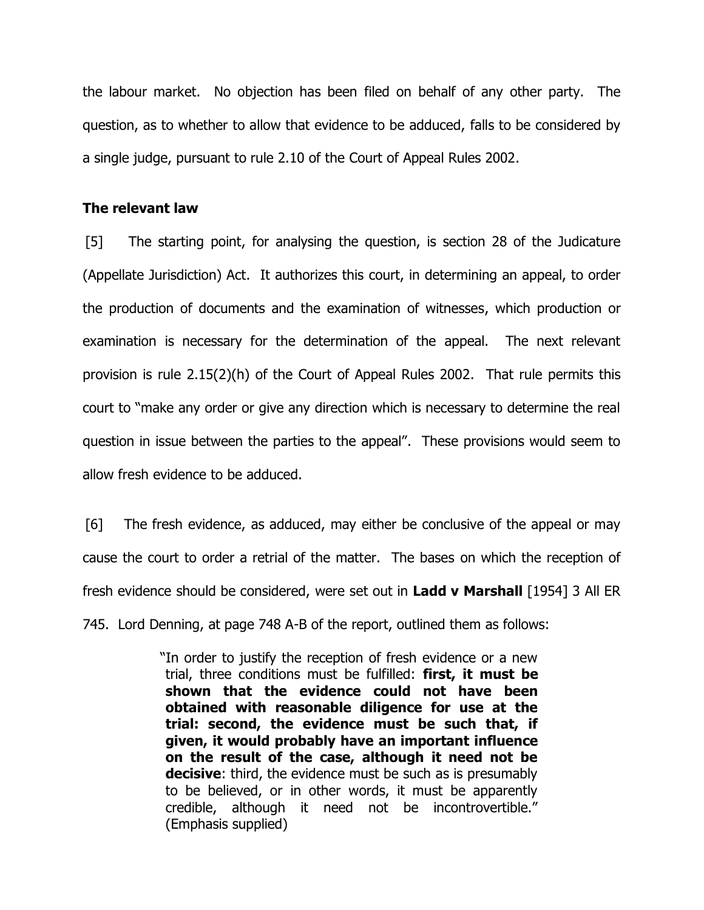the labour market. No objection has been filed on behalf of any other party. The question, as to whether to allow that evidence to be adduced, falls to be considered by a single judge, pursuant to rule 2.10 of the Court of Appeal Rules 2002.

### The relevant law

[5] The starting point, for analysing the question, is section 28 of the Judicature (Appellate Jurisdiction) Act. It authorizes this court, in determining an appeal, to order the production of documents and the examination of witnesses, which production or examination is necessary for the determination of the appeal. The next relevant provision is rule 2.15(2)(h) of the Court of Appeal Rules 2002. That rule permits this court to "make any order or give any direction which is necessary to determine the real question in issue between the parties to the appeal". These provisions would seem to allow fresh evidence to be adduced.

[6] The fresh evidence, as adduced, may either be conclusive of the appeal or may cause the court to order a retrial of the matter. The bases on which the reception of fresh evidence should be considered, were set out in **Ladd v Marshall** [1954] 3 All ER 745. Lord Denning, at page 748 A-B of the report, outlined them as follows:

> "In order to justify the reception of fresh evidence or a new trial, three conditions must be fulfilled: **first, it must be shown that the evidence could not have been obtained with reasonable diligence for use at the trial: second, the evidence must be such that, if given, it would probably have an important influence on the result of the case, although it need not be decisive**: third, the evidence must be such as is presumably to be believed, or in other words, it must be apparently credible, although it need not be incontrovertible." (Emphasis supplied)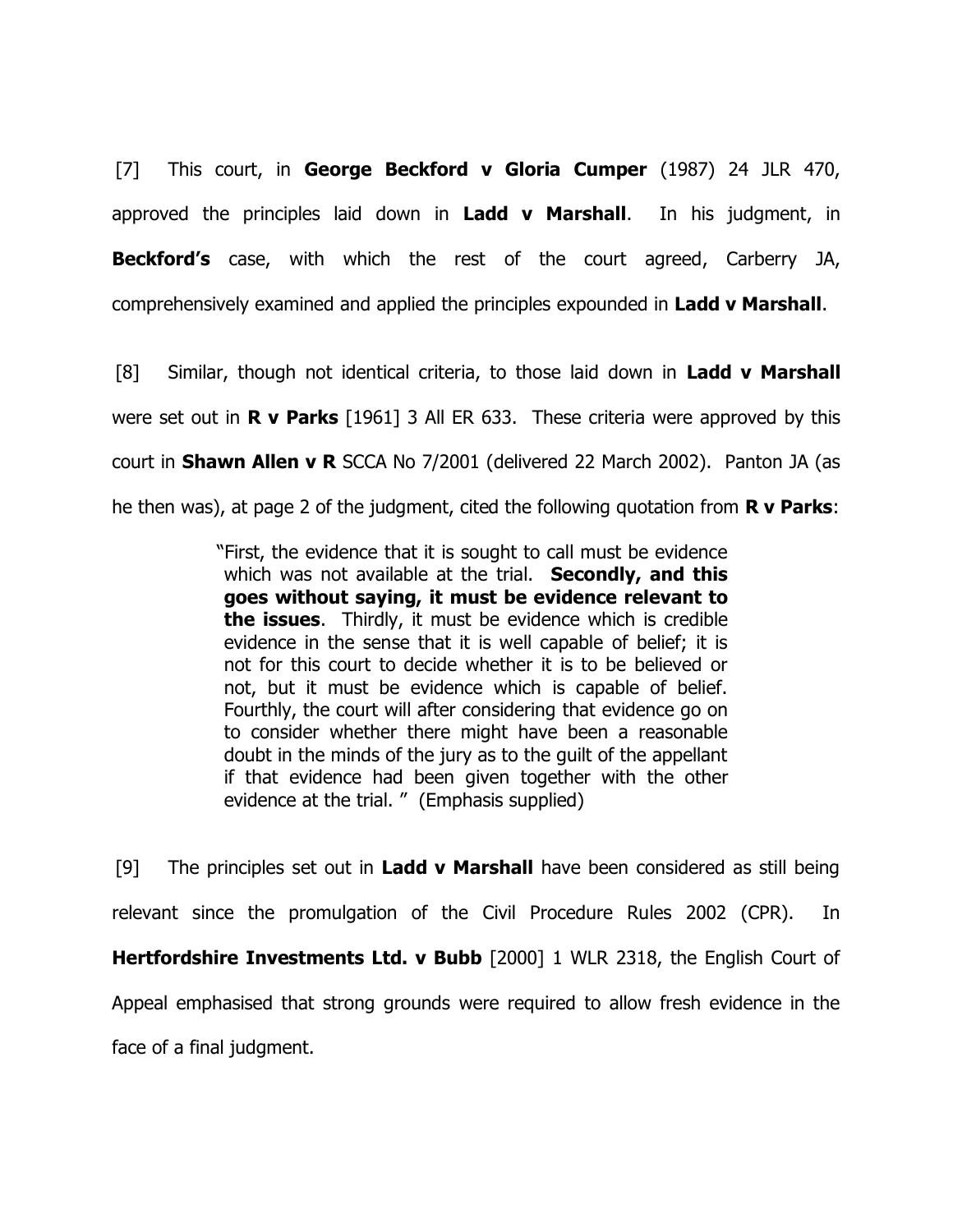[7] This court, in **George Beckford v Gloria Cumper** (1987) 24 JLR 470, approved the principles laid down in **Ladd v Marshall**. In his judgment, in **Beckford's** case, with which the rest of the court agreed, Carberry JA, comprehensively examined and applied the principles expounded in **Ladd v Marshall**.

[8] Similar, though not identical criteria, to those laid down in **Ladd v Marshall** were set out in **R v Parks** [1961] 3 All ER 633. These criteria were approved by this court in **Shawn Allen v R** SCCA No 7/2001 (delivered 22 March 2002). Panton JA (as he then was), at page 2 of the judgment, cited the following quotation from **R v Parks**:

> "First, the evidence that it is sought to call must be evidence which was not available at the trial. **Secondly, and this goes without saying, it must be evidence relevant to the issues**. Thirdly, it must be evidence which is credible evidence in the sense that it is well capable of belief; it is not for this court to decide whether it is to be believed or not, but it must be evidence which is capable of belief. Fourthly, the court will after considering that evidence go on to consider whether there might have been a reasonable doubt in the minds of the jury as to the guilt of the appellant if that evidence had been given together with the other evidence at the trial. " (Emphasis supplied)

[9] The principles set out in **Ladd v Marshall** have been considered as still being relevant since the promulgation of the Civil Procedure Rules 2002 (CPR). In **Hertfordshire Investments Ltd. v Bubb** [2000] 1 WLR 2318, the English Court of Appeal emphasised that strong grounds were required to allow fresh evidence in the face of a final judgment.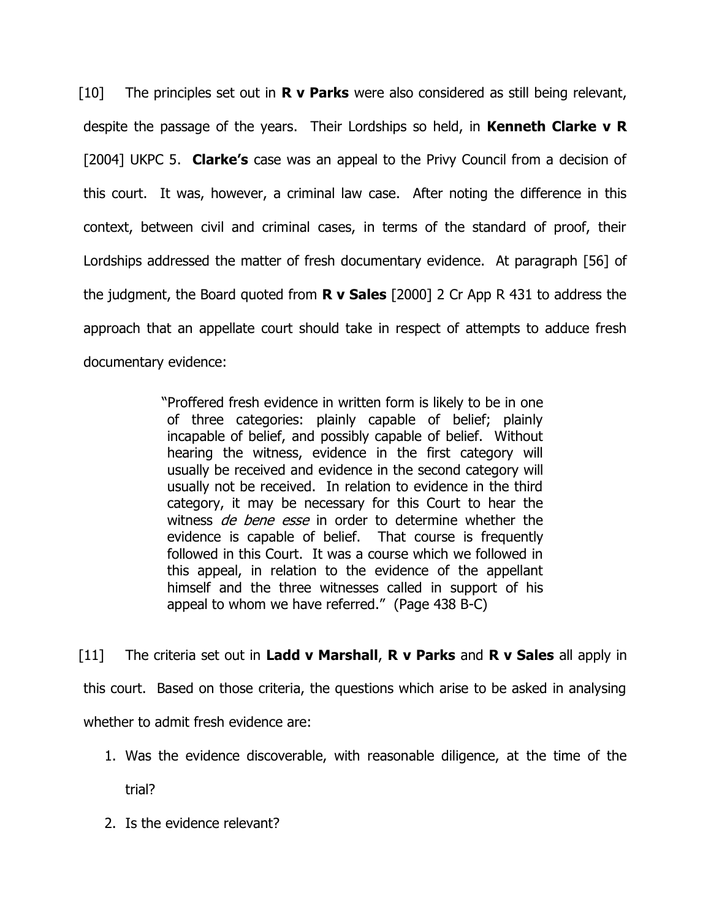[10] The principles set out in **R v Parks** were also considered as still being relevant, despite the passage of the years. Their Lordships so held, in **Kenneth Clarke v R** [2004] UKPC 5. **Clarke's** case was an appeal to the Privy Council from a decision of this court. It was, however, a criminal law case. After noting the difference in this context, between civil and criminal cases, in terms of the standard of proof, their Lordships addressed the matter of fresh documentary evidence. At paragraph [56] of the judgment, the Board quoted from **R v Sales** [2000] 2 Cr App R 431 to address the approach that an appellate court should take in respect of attempts to adduce fresh documentary evidence:

> "Proffered fresh evidence in written form is likely to be in one of three categories: plainly capable of belief; plainly incapable of belief, and possibly capable of belief. Without hearing the witness, evidence in the first category will usually be received and evidence in the second category will usually not be received. In relation to evidence in the third category, it may be necessary for this Court to hear the witness *de bene esse* in order to determine whether the evidence is capable of belief. That course is frequently followed in this Court. It was a course which we followed in this appeal, in relation to the evidence of the appellant himself and the three witnesses called in support of his appeal to whom we have referred." (Page 438 B-C)

[11] The criteria set out in **Ladd v Marshall**, **R v Parks** and **R v Sales** all apply in this court. Based on those criteria, the questions which arise to be asked in analysing whether to admit fresh evidence are:

1. Was the evidence discoverable, with reasonable diligence, at the time of the trial?
2. Is the evidence relevant?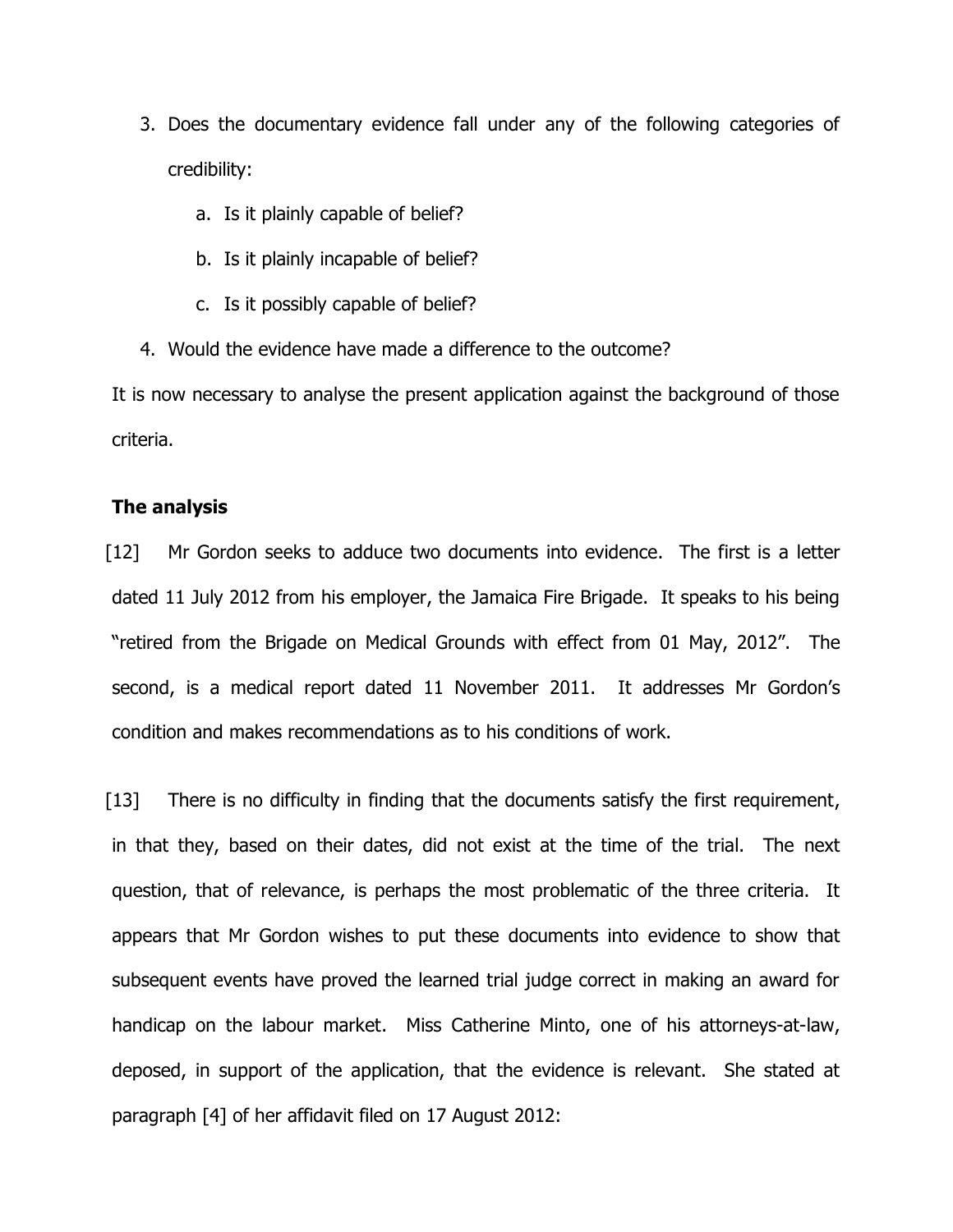3. Does the documentary evidence fall under any of the following categories of credibility:

    a. Is it plainly capable of belief?

    b. Is it plainly incapable of belief?

    c. Is it possibly capable of belief?

4. Would the evidence have made a difference to the outcome?

It is now necessary to analyse the present application against the background of those criteria.

**The analysis**

[12] Mr Gordon seeks to adduce two documents into evidence. The first is a letter dated 11 July 2012 from his employer, the Jamaica Fire Brigade. It speaks to his being "retired from the Brigade on Medical Grounds with effect from 01 May, 2012". The second, is a medical report dated 11 November 2011. It addresses Mr Gordon's condition and makes recommendations as to his conditions of work.

[13] There is no difficulty in finding that the documents satisfy the first requirement, in that they, based on their dates, did not exist at the time of the trial. The next question, that of relevance, is perhaps the most problematic of the three criteria. It appears that Mr Gordon wishes to put these documents into evidence to show that subsequent events have proved the learned trial judge correct in making an award for handicap on the labour market. Miss Catherine Minto, one of his attorneys-at-law, deposed, in support of the application, that the evidence is relevant. She stated at paragraph [4] of her affidavit filed on 17 August 2012: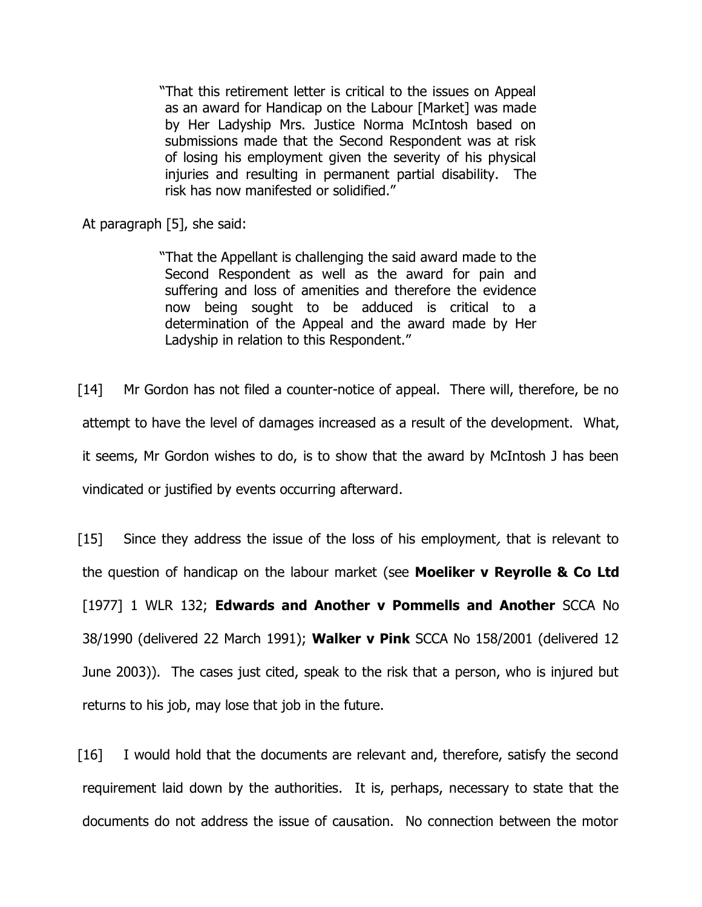> "That this retirement letter is critical to the issues on Appeal as an award for Handicap on the Labour [Market] was made by Her Ladyship Mrs. Justice Norma McIntosh based on submissions made that the Second Respondent was at risk of losing his employment given the severity of his physical injuries and resulting in permanent partial disability. The risk has now manifested or solidified."

At paragraph [5], she said:

> "That the Appellant is challenging the said award made to the Second Respondent as well as the award for pain and suffering and loss of amenities and therefore the evidence now being sought to be adduced is critical to a determination of the Appeal and the award made by Her Ladyship in relation to this Respondent."

[14] Mr Gordon has not filed a counter-notice of appeal. There will, therefore, be no attempt to have the level of damages increased as a result of the development. What, it seems, Mr Gordon wishes to do, is to show that the award by McIntosh J has been vindicated or justified by events occurring afterward.

[15] Since they address the issue of the loss of his employment*,* that is relevant to the question of handicap on the labour market (see **Moeliker v Reyrolle & Co Ltd** [1977] 1 WLR 132; **Edwards and Another v Pommells and Another** SCCA No 38/1990 (delivered 22 March 1991); **Walker v Pink** SCCA No 158/2001 (delivered 12 June 2003)). The cases just cited, speak to the risk that a person, who is injured but returns to his job, may lose that job in the future.

[16] I would hold that the documents are relevant and, therefore, satisfy the second requirement laid down by the authorities. It is, perhaps, necessary to state that the documents do not address the issue of causation. No connection between the motor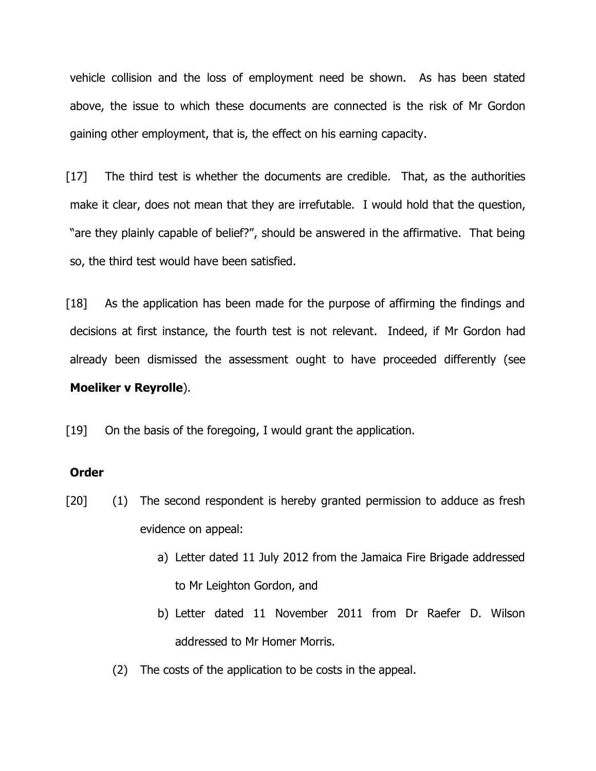vehicle collision and the loss of employment need be shown. As has been stated above, the issue to which these documents are connected is the risk of Mr Gordon gaining other employment, that is, the effect on his earning capacity.

[17] The third test is whether the documents are credible. That, as the authorities make it clear, does not mean that they are irrefutable. I would hold that the question, "are they plainly capable of belief?", should be answered in the affirmative. That being so, the third test would have been satisfied.

[18] As the application has been made for the purpose of affirming the findings and decisions at first instance, the fourth test is not relevant. Indeed, if Mr Gordon had already been dismissed the assessment ought to have proceeded differently (see **Moeliker v Reyrolle**).

[19] On the basis of the foregoing, I would grant the application.

**Order**

[20] (1) The second respondent is hereby granted permission to adduce as fresh evidence on appeal:

a) Letter dated 11 July 2012 from the Jamaica Fire Brigade addressed to Mr Leighton Gordon, and

b) Letter dated 11 November 2011 from Dr Raefer D. Wilson addressed to Mr Homer Morris.

(2) The costs of the application to be costs in the appeal.